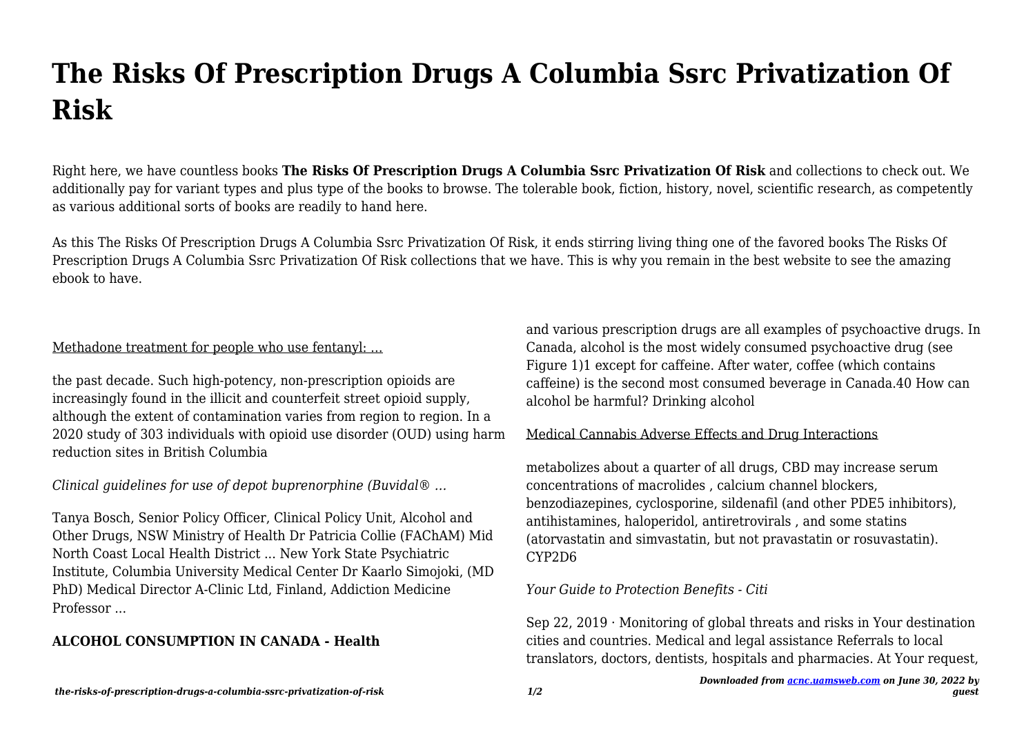# The Risks Of Prescription Drugs A Columbia Ssrc Privatization Of Risk

Right here, we have countless books **The Risks Of Prescription Drugs A Columbia Ssrc Privatization Of Risk** and collections to check out. We additionally pay for variant types and plus type of the books to browse. The tolerable book, fiction, history, novel, scientific research, as competently as various additional sorts of books are readily to hand here.

As this The Risks Of Prescription Drugs A Columbia Ssrc Privatization Of Risk, it ends stirring living thing one of the favored books The Risks Of Prescription Drugs A Columbia Ssrc Privatization Of Risk collections that we have. This is why you remain in the best website to see the amazing ebook to have.

Methadone treatment for people who use fentanyl: ...

the past decade. Such high-potency, non-prescription opioids are increasingly found in the illicit and counterfeit street opioid supply, although the extent of contamination varies from region to region. In a 2020 study of 303 individuals with opioid use disorder (OUD) using harm reduction sites in British Columbia

*Clinical guidelines for use of depot buprenorphine (Buvidal® ...*

Tanya Bosch, Senior Policy Officer, Clinical Policy Unit, Alcohol and Other Drugs, NSW Ministry of Health Dr Patricia Collie (FAChAM) Mid North Coast Local Health District ... New York State Psychiatric Institute, Columbia University Medical Center Dr Kaarlo Simojoki, (MD PhD) Medical Director A-Clinic Ltd, Finland, Addiction Medicine Professor ...

**ALCOHOL CONSUMPTION IN CANADA - Health**

and various prescription drugs are all examples of psychoactive drugs. In Canada, alcohol is the most widely consumed psychoactive drug (see Figure 1)1 except for caffeine. After water, coffee (which contains caffeine) is the second most consumed beverage in Canada.40 How can alcohol be harmful? Drinking alcohol

Medical Cannabis Adverse Effects and Drug Interactions

metabolizes about a quarter of all drugs, CBD may increase serum concentrations of macrolides , calcium channel blockers, benzodiazepines, cyclosporine, sildenafil (and other PDE5 inhibitors), antihistamines, haloperidol, antiretrovirals , and some statins (atorvastatin and simvastatin, but not pravastatin or rosuvastatin). CYP2D6

*Your Guide to Protection Benefits - Citi*

Sep 22, 2019 · Monitoring of global threats and risks in Your destination cities and countries. Medical and legal assistance Referrals to local translators, doctors, dentists, hospitals and pharmacies. At Your request,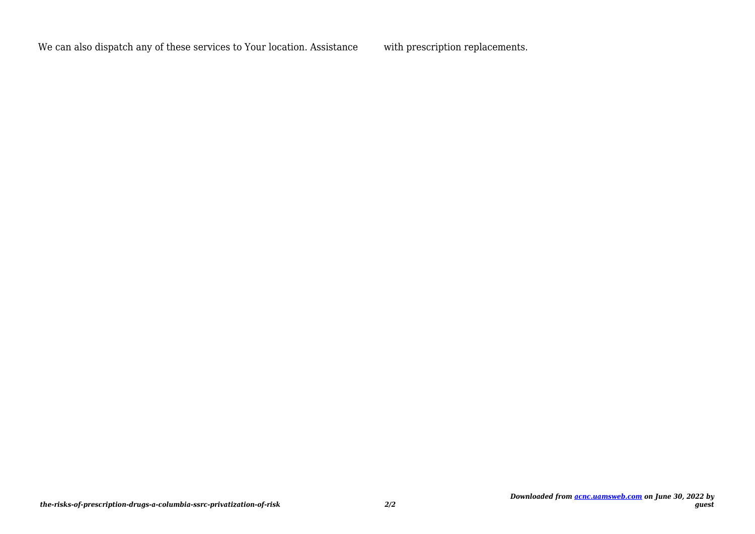We can also dispatch any of these services to Your location. Assistance with prescription replacements.